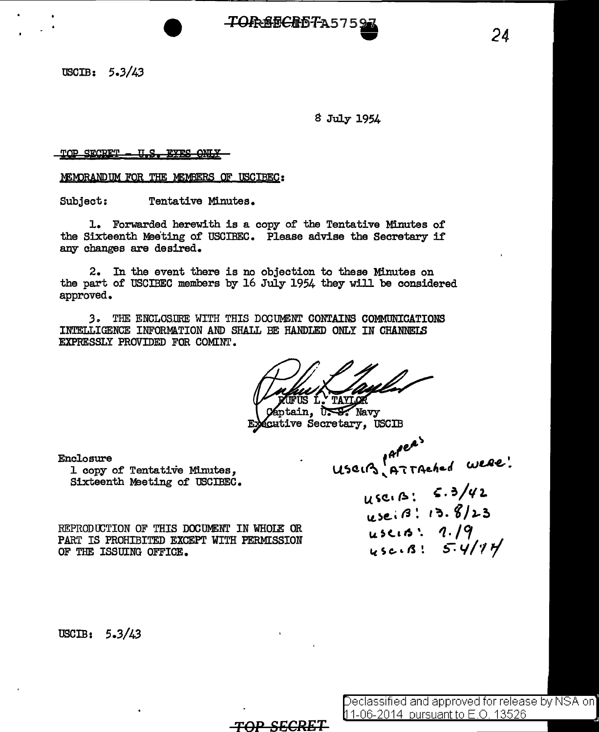TOP SECRET A57597

USCIB: 5.3/43

8 July 1954

~~TOP SECRET - U.S. EYES ONLY~~

MEMORANDUM FOR THE MEMBERS OF USCIBEC:

Subject: Tentative Minutes.

1. Forwarded herewith is a copy of the Tentative Minutes of the Sixteenth Meeting of USCIBEC. Please advise the Secretary if any changes are desired.

2. In the event there is no objection to these Minutes on the part of USCIBEC members by 16 July 1954 they will be considered approved.

3. THE ENCLOSURE WITH THIS DOCUMENT CONTAINS COMMUNICATIONS INTELLIGENCE INFORMATION AND SHALL BE HANDLED ONLY IN CHANNELS EXPRESSLY PROVIDED FOR COMINT.

RUFUS L. TAYLOR
Captain, U. S. Navy
Executive Secretary, USCIB

Enclosure
1 copy of Tentative Minutes,
Sixteenth Meeting of USCIBEC.

USCIB papers attached were:

USCIB: 5.3/42
USCIB: 13.8/23
USCIB: 9./9
USCIB: 5.4/77

REPRODUCTION OF THIS DOCUMENT IN WHOLE OR PART IS PROHIBITED EXCEPT WITH PERMISSION OF THE ISSUING OFFICE.

USCIB: 5.3/43

TOP SECRET

Declassified and approved for release by NSA on 11-06-2014 pursuant to E.O. 13526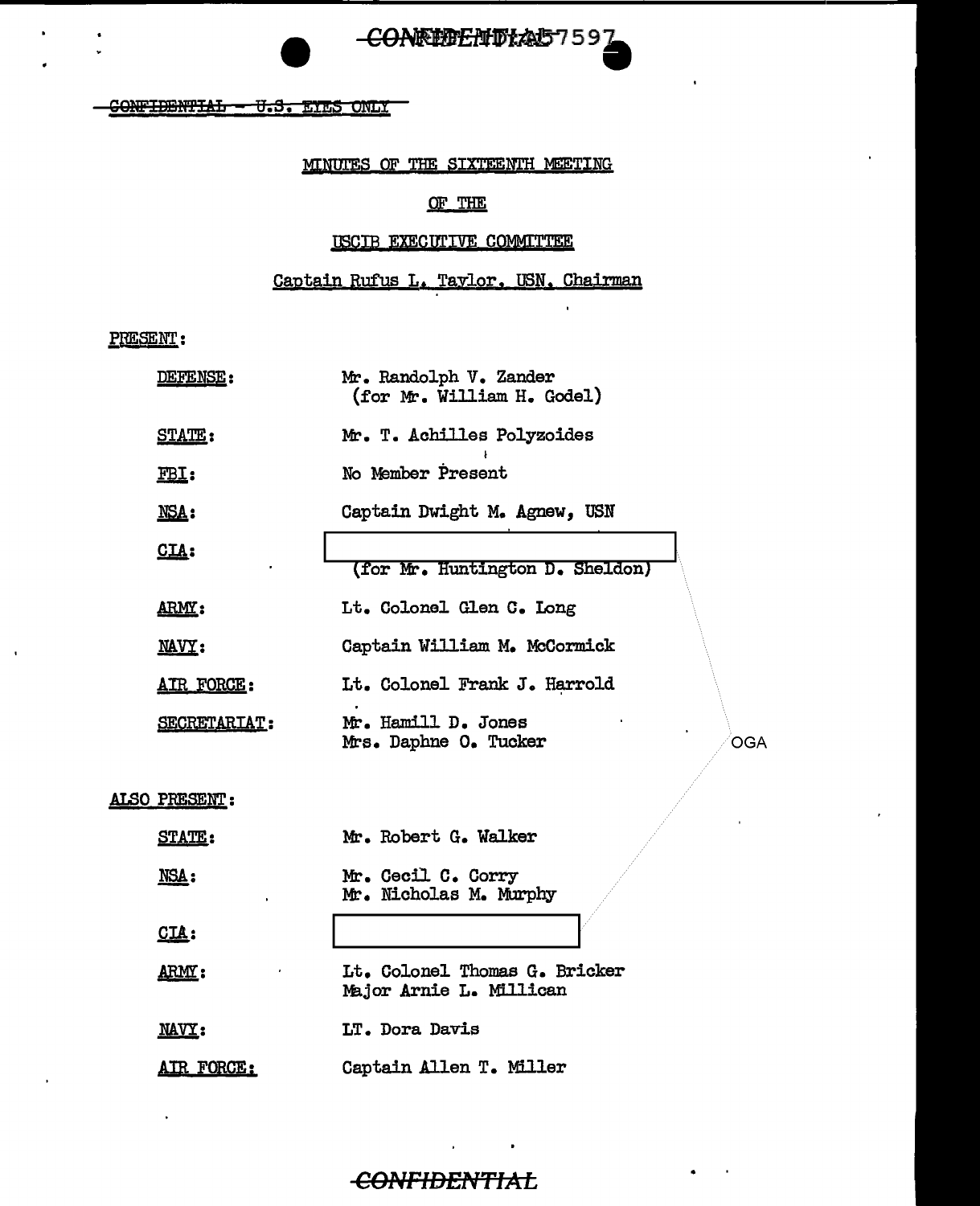~~CONFIDENTIAL~~ A57597

~~CONFIDENTIAL - U.S. EYES ONLY~~

MINUTES OF THE SIXTEENTH MEETING

OF THE

USCIB EXECUTIVE COMMITTEE

Captain Rufus L. Taylor, USN, Chairman

PRESENT:

| | |
|---|---|
| DEFENSE: | Mr. Randolph V. Zander (for Mr. William H. Godel) |
| STATE: | Mr. T. Achilles Polyzoides |
| FBI: | No Member Present |
| NSA: | Captain Dwight M. Agnew, USN |
| CIA: | [redacted] (for Mr. Huntington D. Sheldon) |
| ARMY: | Lt. Colonel Glen C. Long |
| NAVY: | Captain William M. McCormick |
| AIR FORCE: | Lt. Colonel Frank J. Harrold |
| SECRETARIAT: | Mr. Hamill D. Jones<br>Mrs. Daphne O. Tucker |

OGA

ALSO PRESENT:

| | |
|---|---|
| STATE: | Mr. Robert G. Walker |
| NSA: | Mr. Cecil C. Corry<br>Mr. Nicholas M. Murphy |
| CIA: | [redacted] |
| ARMY: | Lt. Colonel Thomas G. Bricker<br>Major Arnie L. Millican |
| NAVY: | LT. Dora Davis |
| AIR FORCE: | Captain Allen T. Miller |

~~CONFIDENTIAL~~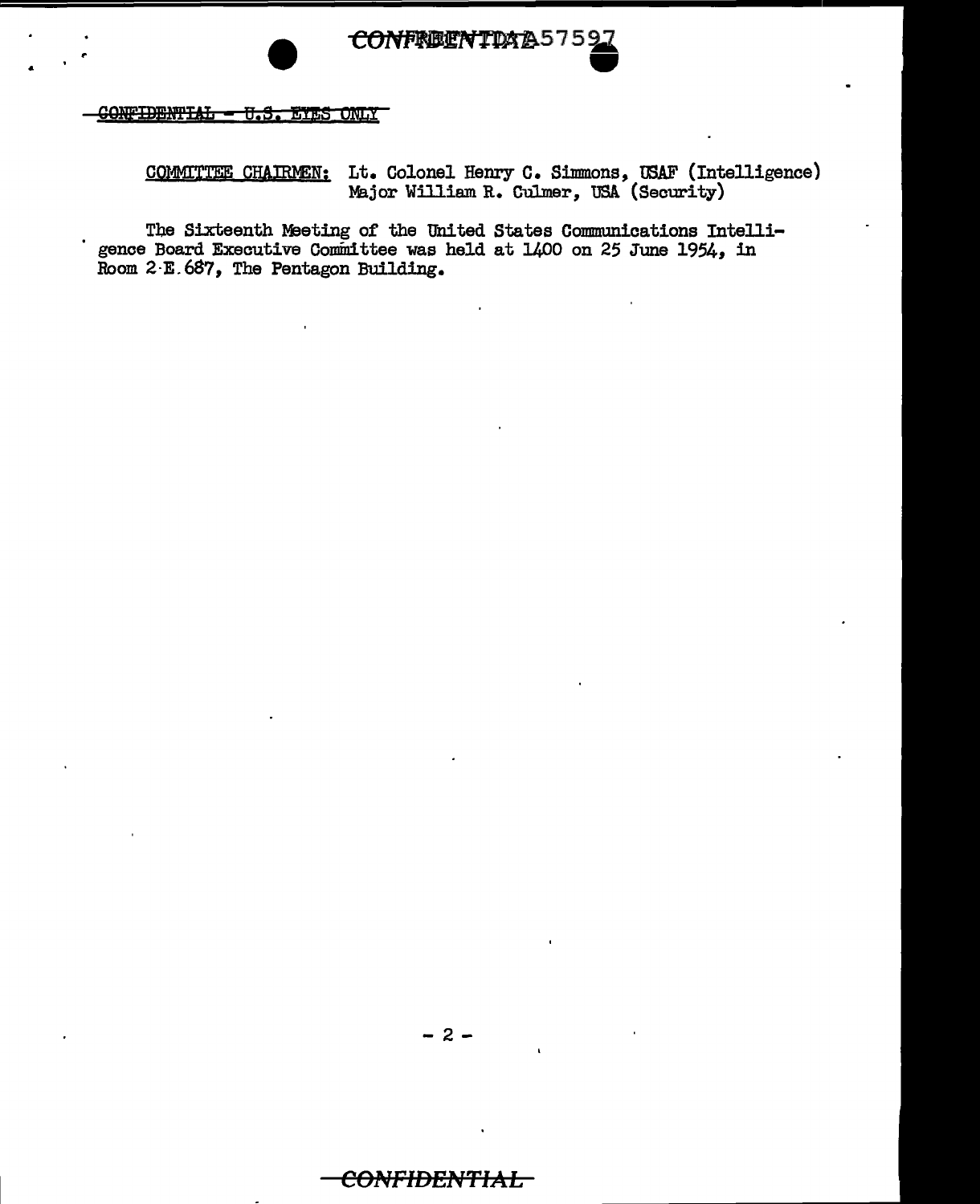~~CONFIDENTIAL - U.S. EYES ONLY~~

COMMITTEE CHAIRMEN: Lt. Colonel Henry C. Simmons, USAF (Intelligence)
Major William R. Culmer, USA (Security)

The Sixteenth Meeting of the United States Communications Intelligence Board Executive Committee was held at 1400 on 25 June 1954, in Room 2-E.687, The Pentagon Building.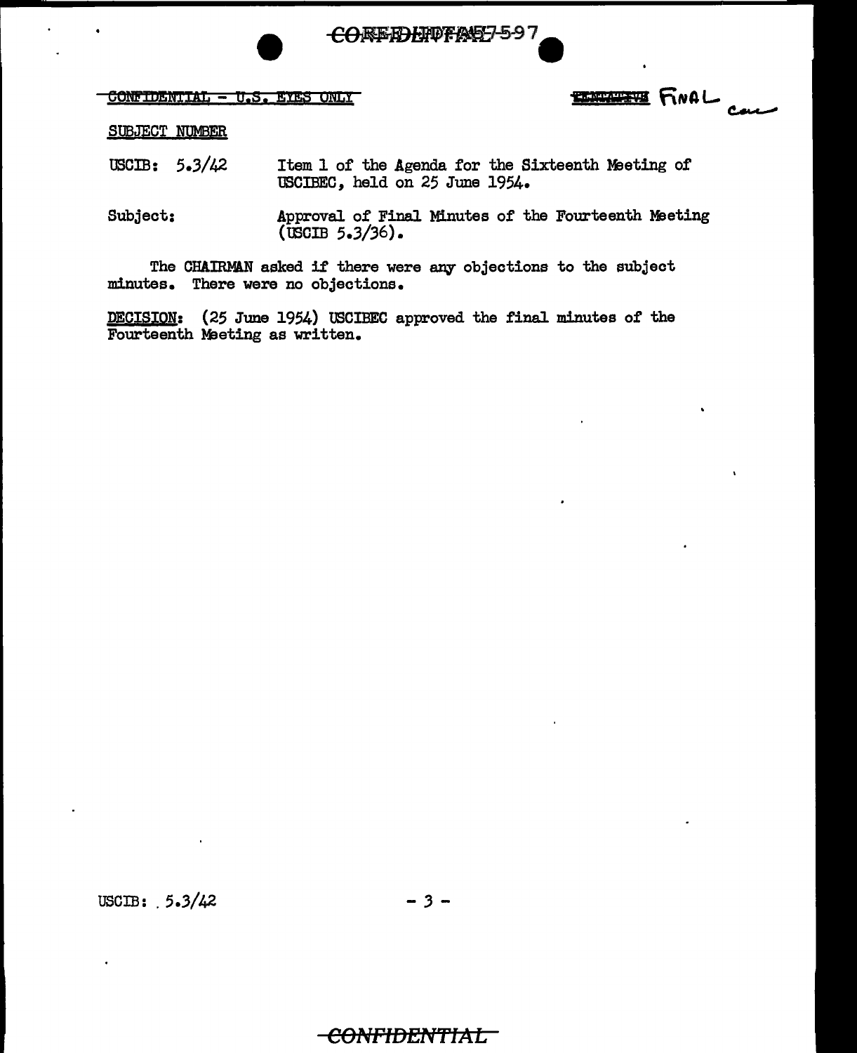CONFIDENTIAL - U.S. EYES ONLY

FINAL

SUBJECT NUMBER

USCIB: 5.3/42 — Item 1 of the Agenda for the Sixteenth Meeting of USCIBEC, held on 25 June 1954.

Subject: Approval of Final Minutes of the Fourteenth Meeting (USCIB 5.3/36).

The CHAIRMAN asked if there were any objections to the subject minutes. There were no objections.

DECISION: (25 June 1954) USCIBEC approved the final minutes of the Fourteenth Meeting as written.

USCIB: 5.3/42

CONFIDENTIAL